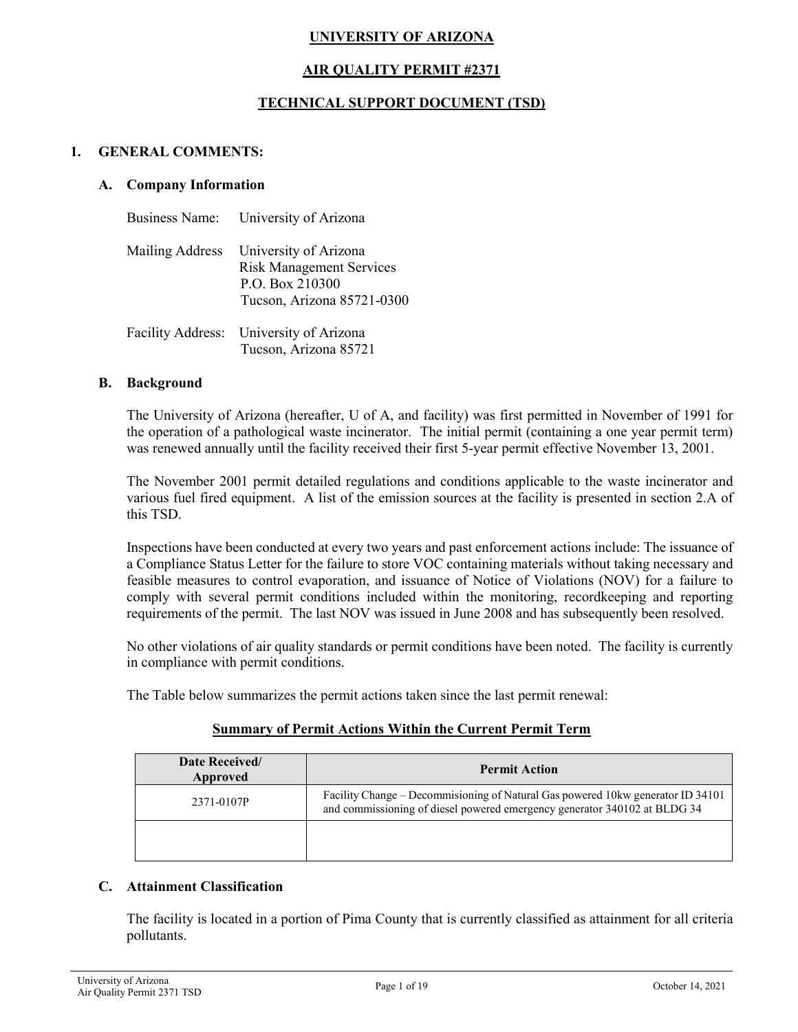# UNIVERSITY OF ARIZONA

## AIR QUALITY PERMIT #2371

## TECHNICAL SUPPORT DOCUMENT (TSD)

### 1. GENERAL COMMENTS:

#### A. Company Information

Business Name: University of Arizona

Mailing Address: University of Arizona
Risk Management Services
P.O. Box 210300
Tucson, Arizona 85721-0300

Facility Address: University of Arizona
Tucson, Arizona 85721

#### B. Background

The University of Arizona (hereafter, U of A, and facility) was first permitted in November of 1991 for the operation of a pathological waste incinerator. The initial permit (containing a one year permit term) was renewed annually until the facility received their first 5-year permit effective November 13, 2001.

The November 2001 permit detailed regulations and conditions applicable to the waste incinerator and various fuel fired equipment. A list of the emission sources at the facility is presented in section 2.A of this TSD.

Inspections have been conducted at every two years and past enforcement actions include: The issuance of a Compliance Status Letter for the failure to store VOC containing materials without taking necessary and feasible measures to control evaporation, and issuance of Notice of Violations (NOV) for a failure to comply with several permit conditions included within the monitoring, recordkeeping and reporting requirements of the permit. The last NOV was issued in June 2008 and has subsequently been resolved.

No other violations of air quality standards or permit conditions have been noted. The facility is currently in compliance with permit conditions.

The Table below summarizes the permit actions taken since the last permit renewal:

**Summary of Permit Actions Within the Current Permit Term**

| Date Received/ Approved | Permit Action |
|---|---|
| 2371-0107P | Facility Change – Decommisioning of Natural Gas powered 10kw generator ID 34101 and commissioning of diesel powered emergency generator 340102 at BLDG 34 |
| | |

#### C. Attainment Classification

The facility is located in a portion of Pima County that is currently classified as attainment for all criteria pollutants.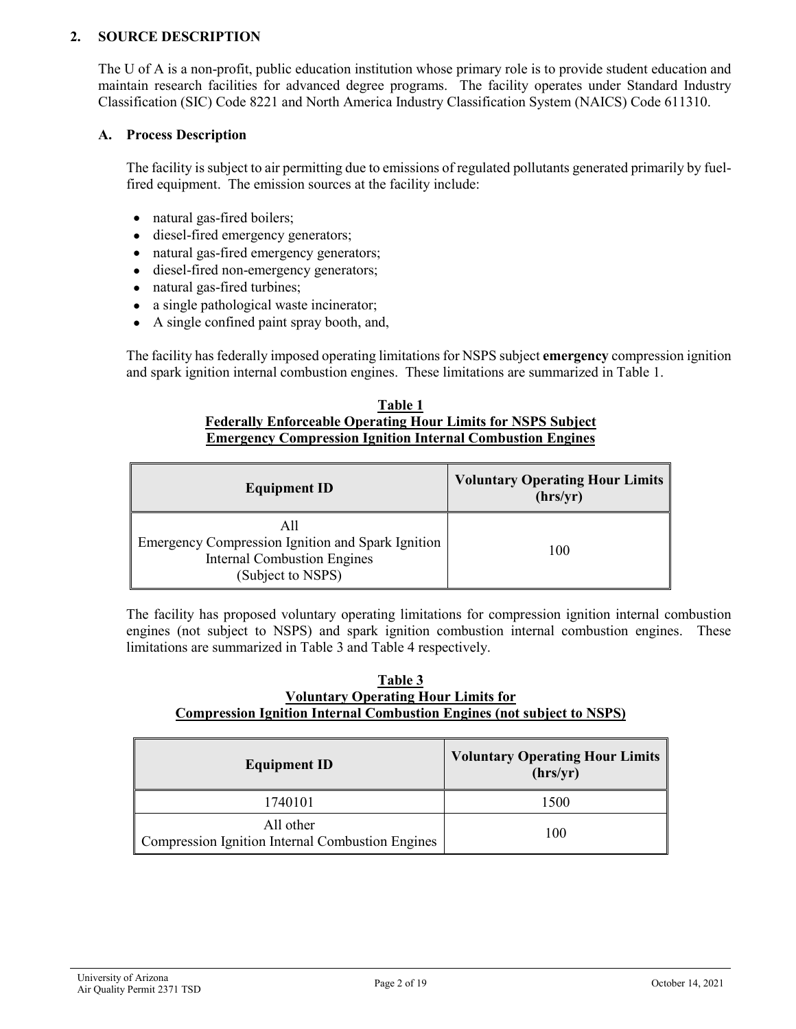## 2. SOURCE DESCRIPTION

The U of A is a non-profit, public education institution whose primary role is to provide student education and maintain research facilities for advanced degree programs. The facility operates under Standard Industry Classification (SIC) Code 8221 and North America Industry Classification System (NAICS) Code 611310.

### A. Process Description

The facility is subject to air permitting due to emissions of regulated pollutants generated primarily by fuel-fired equipment. The emission sources at the facility include:

- natural gas-fired boilers;
- diesel-fired emergency generators;
- natural gas-fired emergency generators;
- diesel-fired non-emergency generators;
- natural gas-fired turbines;
- a single pathological waste incinerator;
- A single confined paint spray booth, and,

The facility has federally imposed operating limitations for NSPS subject **emergency** compression ignition and spark ignition internal combustion engines. These limitations are summarized in Table 1.

**Table 1**
**Federally Enforceable Operating Hour Limits for NSPS Subject Emergency Compression Ignition Internal Combustion Engines**

| Equipment ID | Voluntary Operating Hour Limits (hrs/yr) |
| --- | --- |
| All Emergency Compression Ignition and Spark Ignition Internal Combustion Engines (Subject to NSPS) | 100 |

The facility has proposed voluntary operating limitations for compression ignition internal combustion engines (not subject to NSPS) and spark ignition combustion internal combustion engines. These limitations are summarized in Table 3 and Table 4 respectively.

**Table 3**
**Voluntary Operating Hour Limits for Compression Ignition Internal Combustion Engines (not subject to NSPS)**

| Equipment ID | Voluntary Operating Hour Limits (hrs/yr) |
| --- | --- |
| 1740101 | 1500 |
| All other Compression Ignition Internal Combustion Engines | 100 |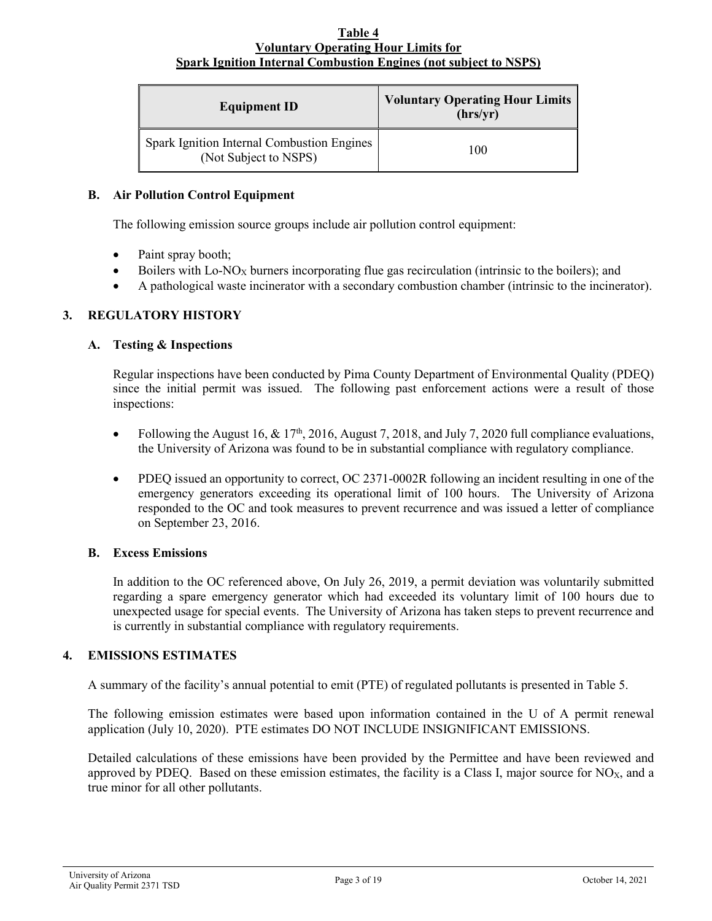**Table 4**
**Voluntary Operating Hour Limits for**
**Spark Ignition Internal Combustion Engines (not subject to NSPS)**

| Equipment ID | Voluntary Operating Hour Limits (hrs/yr) |
| --- | --- |
| Spark Ignition Internal Combustion Engines (Not Subject to NSPS) | 100 |

### B. Air Pollution Control Equipment

The following emission source groups include air pollution control equipment:

- Paint spray booth;
- Boilers with Lo-$NO_X$ burners incorporating flue gas recirculation (intrinsic to the boilers); and
- A pathological waste incinerator with a secondary combustion chamber (intrinsic to the incinerator).

## 3. REGULATORY HISTORY

### A. Testing & Inspections

Regular inspections have been conducted by Pima County Department of Environmental Quality (PDEQ) since the initial permit was issued. The following past enforcement actions were a result of those inspections:

- Following the August 16, & 17th, 2016, August 7, 2018, and July 7, 2020 full compliance evaluations, the University of Arizona was found to be in substantial compliance with regulatory compliance.

- PDEQ issued an opportunity to correct, OC 2371-0002R following an incident resulting in one of the emergency generators exceeding its operational limit of 100 hours. The University of Arizona responded to the OC and took measures to prevent recurrence and was issued a letter of compliance on September 23, 2016.

### B. Excess Emissions

In addition to the OC referenced above, On July 26, 2019, a permit deviation was voluntarily submitted regarding a spare emergency generator which had exceeded its voluntary limit of 100 hours due to unexpected usage for special events. The University of Arizona has taken steps to prevent recurrence and is currently in substantial compliance with regulatory requirements.

## 4. EMISSIONS ESTIMATES

A summary of the facility's annual potential to emit (PTE) of regulated pollutants is presented in Table 5.

The following emission estimates were based upon information contained in the U of A permit renewal application (July 10, 2020). PTE estimates DO NOT INCLUDE INSIGNIFICANT EMISSIONS.

Detailed calculations of these emissions have been provided by the Permittee and have been reviewed and approved by PDEQ. Based on these emission estimates, the facility is a Class I, major source for $NO_X$, and a true minor for all other pollutants.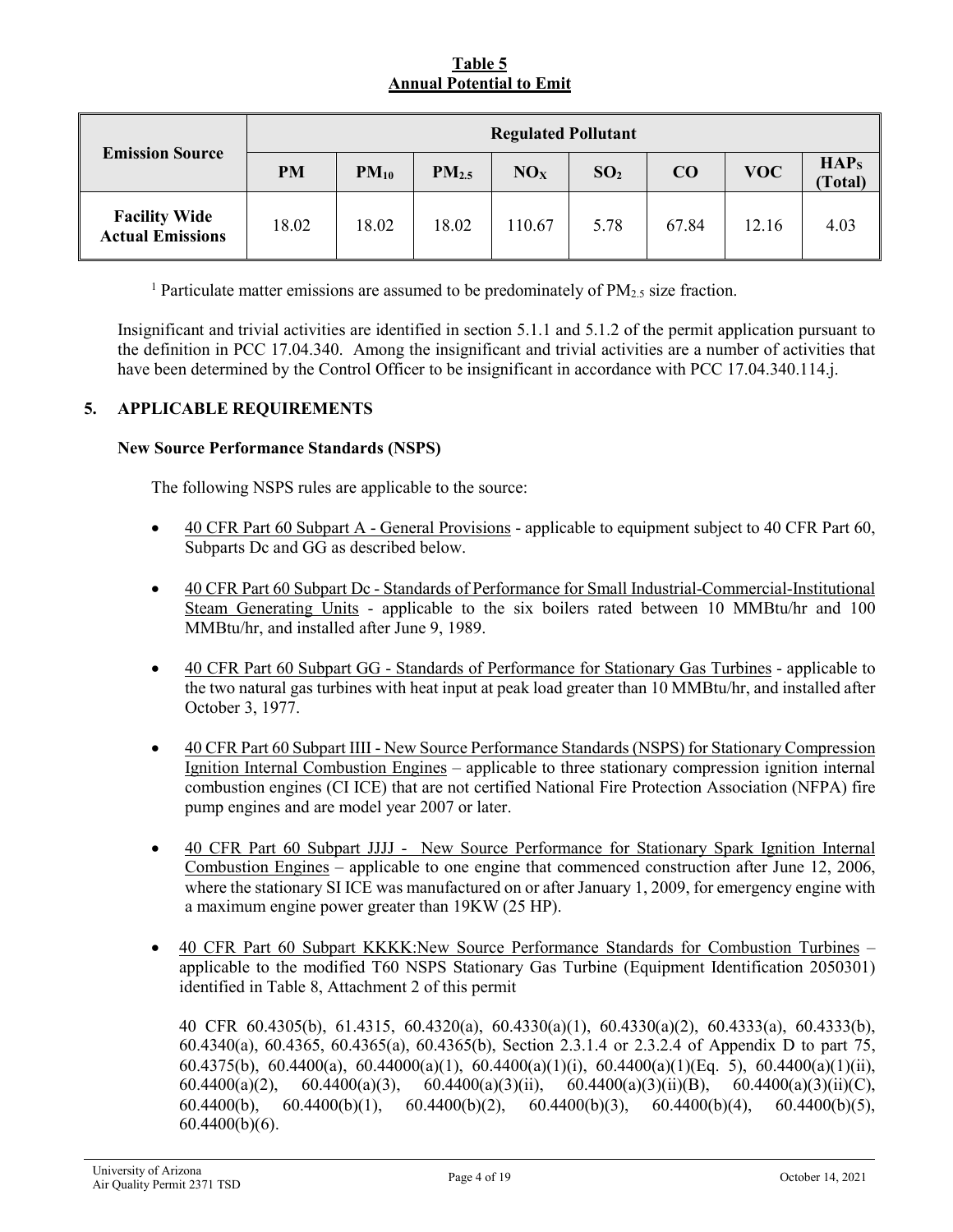**Table 5**
**Annual Potential to Emit**

| Emission Source | Regulated Pollutant | | | | | | | |
|---|---|---|---|---|---|---|---|---|
| | PM | $PM_{10}$ | $PM_{2.5}$ | $NO_X$ | $SO_2$ | CO | VOC | HAPs (Total) |
| **Facility Wide Actual Emissions** | 18.02 | 18.02 | 18.02 | 110.67 | 5.78 | 67.84 | 12.16 | 4.03 |

[1] Particulate matter emissions are assumed to be predominately of $PM_{2.5}$ size fraction.

Insignificant and trivial activities are identified in section 5.1.1 and 5.1.2 of the permit application pursuant to the definition in PCC 17.04.340. Among the insignificant and trivial activities are a number of activities that have been determined by the Control Officer to be insignificant in accordance with PCC 17.04.340.114.j.

## 5. APPLICABLE REQUIREMENTS

### New Source Performance Standards (NSPS)

The following NSPS rules are applicable to the source:

- 40 CFR Part 60 Subpart A - General Provisions - applicable to equipment subject to 40 CFR Part 60, Subparts Dc and GG as described below.
- 40 CFR Part 60 Subpart Dc - Standards of Performance for Small Industrial-Commercial-Institutional Steam Generating Units - applicable to the six boilers rated between 10 MMBtu/hr and 100 MMBtu/hr, and installed after June 9, 1989.
- 40 CFR Part 60 Subpart GG - Standards of Performance for Stationary Gas Turbines - applicable to the two natural gas turbines with heat input at peak load greater than 10 MMBtu/hr, and installed after October 3, 1977.
- 40 CFR Part 60 Subpart IIII - New Source Performance Standards (NSPS) for Stationary Compression Ignition Internal Combustion Engines – applicable to three stationary compression ignition internal combustion engines (CI ICE) that are not certified National Fire Protection Association (NFPA) fire pump engines and are model year 2007 or later.
- 40 CFR Part 60 Subpart JJJJ - New Source Performance for Stationary Spark Ignition Internal Combustion Engines – applicable to one engine that commenced construction after June 12, 2006, where the stationary SI ICE was manufactured on or after January 1, 2009, for emergency engine with a maximum engine power greater than 19KW (25 HP).
- 40 CFR Part 60 Subpart KKKK:New Source Performance Standards for Combustion Turbines – applicable to the modified T60 NSPS Stationary Gas Turbine (Equipment Identification 2050301) identified in Table 8, Attachment 2 of this permit

  40 CFR 60.4305(b), 61.4315, 60.4320(a), 60.4330(a)(1), 60.4330(a)(2), 60.4333(a), 60.4333(b), 60.4340(a), 60.4365, 60.4365(a), 60.4365(b), Section 2.3.1.4 or 2.3.2.4 of Appendix D to part 75, 60.4375(b), 60.4400(a), 60.44000(a)(1), 60.4400(a)(1)(i), 60.4400(a)(1)(Eq. 5), 60.4400(a)(1)(ii), 60.4400(a)(2), 60.4400(a)(3), 60.4400(a)(3)(ii), 60.4400(a)(3)(ii)(B), 60.4400(a)(3)(ii)(C), 60.4400(b), 60.4400(b)(1), 60.4400(b)(2), 60.4400(b)(3), 60.4400(b)(4), 60.4400(b)(5), 60.4400(b)(6).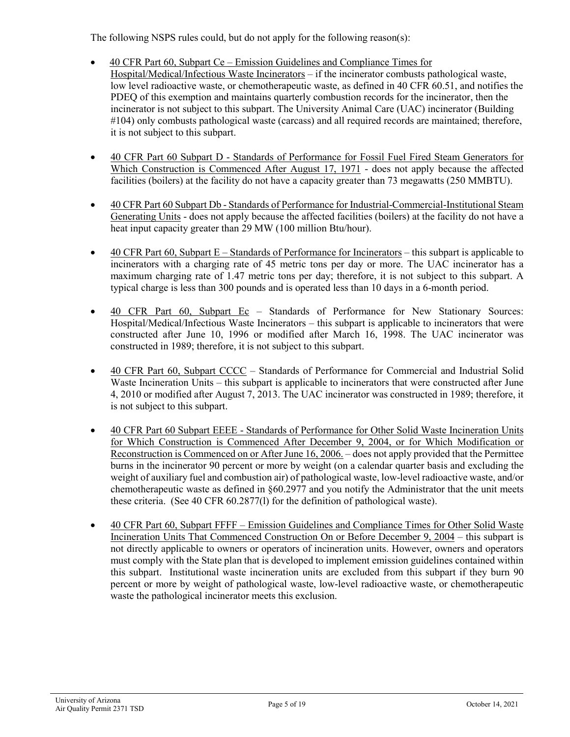The following NSPS rules could, but do not apply for the following reason(s):

- 40 CFR Part 60, Subpart Ce – Emission Guidelines and Compliance Times for Hospital/Medical/Infectious Waste Incinerators – if the incinerator combusts pathological waste, low level radioactive waste, or chemotherapeutic waste, as defined in 40 CFR 60.51, and notifies the PDEQ of this exemption and maintains quarterly combustion records for the incinerator, then the incinerator is not subject to this subpart. The University Animal Care (UAC) incinerator (Building #104) only combusts pathological waste (carcass) and all required records are maintained; therefore, it is not subject to this subpart.

- 40 CFR Part 60 Subpart D - Standards of Performance for Fossil Fuel Fired Steam Generators for Which Construction is Commenced After August 17, 1971 - does not apply because the affected facilities (boilers) at the facility do not have a capacity greater than 73 megawatts (250 MMBTU).

- 40 CFR Part 60 Subpart Db - Standards of Performance for Industrial-Commercial-Institutional Steam Generating Units - does not apply because the affected facilities (boilers) at the facility do not have a heat input capacity greater than 29 MW (100 million Btu/hour).

- 40 CFR Part 60, Subpart E – Standards of Performance for Incinerators – this subpart is applicable to incinerators with a charging rate of 45 metric tons per day or more. The UAC incinerator has a maximum charging rate of 1.47 metric tons per day; therefore, it is not subject to this subpart. A typical charge is less than 300 pounds and is operated less than 10 days in a 6-month period.

- 40 CFR Part 60, Subpart Ec – Standards of Performance for New Stationary Sources: Hospital/Medical/Infectious Waste Incinerators – this subpart is applicable to incinerators that were constructed after June 10, 1996 or modified after March 16, 1998. The UAC incinerator was constructed in 1989; therefore, it is not subject to this subpart.

- 40 CFR Part 60, Subpart CCCC – Standards of Performance for Commercial and Industrial Solid Waste Incineration Units – this subpart is applicable to incinerators that were constructed after June 4, 2010 or modified after August 7, 2013. The UAC incinerator was constructed in 1989; therefore, it is not subject to this subpart.

- 40 CFR Part 60 Subpart EEEE - Standards of Performance for Other Solid Waste Incineration Units for Which Construction is Commenced After December 9, 2004, or for Which Modification or Reconstruction is Commenced on or After June 16, 2006. – does not apply provided that the Permittee burns in the incinerator 90 percent or more by weight (on a calendar quarter basis and excluding the weight of auxiliary fuel and combustion air) of pathological waste, low-level radioactive waste, and/or chemotherapeutic waste as defined in §60.2977 and you notify the Administrator that the unit meets these criteria. (See 40 CFR 60.2877(l) for the definition of pathological waste).

- 40 CFR Part 60, Subpart FFFF – Emission Guidelines and Compliance Times for Other Solid Waste Incineration Units That Commenced Construction On or Before December 9, 2004 – this subpart is not directly applicable to owners or operators of incineration units. However, owners and operators must comply with the State plan that is developed to implement emission guidelines contained within this subpart. Institutional waste incineration units are excluded from this subpart if they burn 90 percent or more by weight of pathological waste, low-level radioactive waste, or chemotherapeutic waste the pathological incinerator meets this exclusion.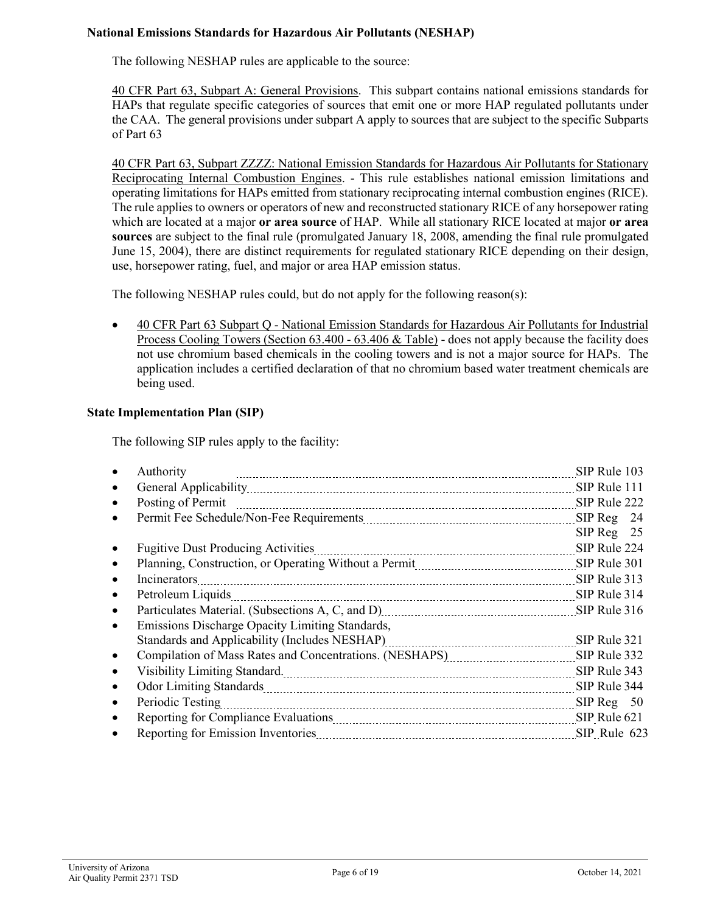**National Emissions Standards for Hazardous Air Pollutants (NESHAP)**

The following NESHAP rules are applicable to the source:

40 CFR Part 63, Subpart A: General Provisions. This subpart contains national emissions standards for HAPs that regulate specific categories of sources that emit one or more HAP regulated pollutants under the CAA. The general provisions under subpart A apply to sources that are subject to the specific Subparts of Part 63

40 CFR Part 63, Subpart ZZZZ: National Emission Standards for Hazardous Air Pollutants for Stationary Reciprocating Internal Combustion Engines. - This rule establishes national emission limitations and operating limitations for HAPs emitted from stationary reciprocating internal combustion engines (RICE). The rule applies to owners or operators of new and reconstructed stationary RICE of any horsepower rating which are located at a major **or area source** of HAP. While all stationary RICE located at major **or area sources** are subject to the final rule (promulgated January 18, 2008, amending the final rule promulgated June 15, 2004), there are distinct requirements for regulated stationary RICE depending on their design, use, horsepower rating, fuel, and major or area HAP emission status.

The following NESHAP rules could, but do not apply for the following reason(s):

- 40 CFR Part 63 Subpart Q - National Emission Standards for Hazardous Air Pollutants for Industrial Process Cooling Towers (Section 63.400 - 63.406 & Table) - does not apply because the facility does not use chromium based chemicals in the cooling towers and is not a major source for HAPs. The application includes a certified declaration of that no chromium based water treatment chemicals are being used.

**State Implementation Plan (SIP)**

The following SIP rules apply to the facility:

- Authority ............ SIP Rule 103
- General Applicability ............ SIP Rule 111
- Posting of Permit ............ SIP Rule 222
- Permit Fee Schedule/Non-Fee Requirements ............ SIP Reg 24
  SIP Reg 25
- Fugitive Dust Producing Activities ............ SIP Rule 224
- Planning, Construction, or Operating Without a Permit ............ SIP Rule 301
- Incinerators ............ SIP Rule 313
- Petroleum Liquids ............ SIP Rule 314
- Particulates Material. (Subsections A, C, and D) ............ SIP Rule 316
- Emissions Discharge Opacity Limiting Standards,
  Standards and Applicability (Includes NESHAP) ............ SIP Rule 321
- Compilation of Mass Rates and Concentrations. (NESHAPS) ............ SIP Rule 332
- Visibility Limiting Standard. ............ SIP Rule 343
- Odor Limiting Standards ............ SIP Rule 344
- Periodic Testing ............ SIP Reg 50
- Reporting for Compliance Evaluations ............ SIP Rule 621
- Reporting for Emission Inventories ............ SIP Rule 623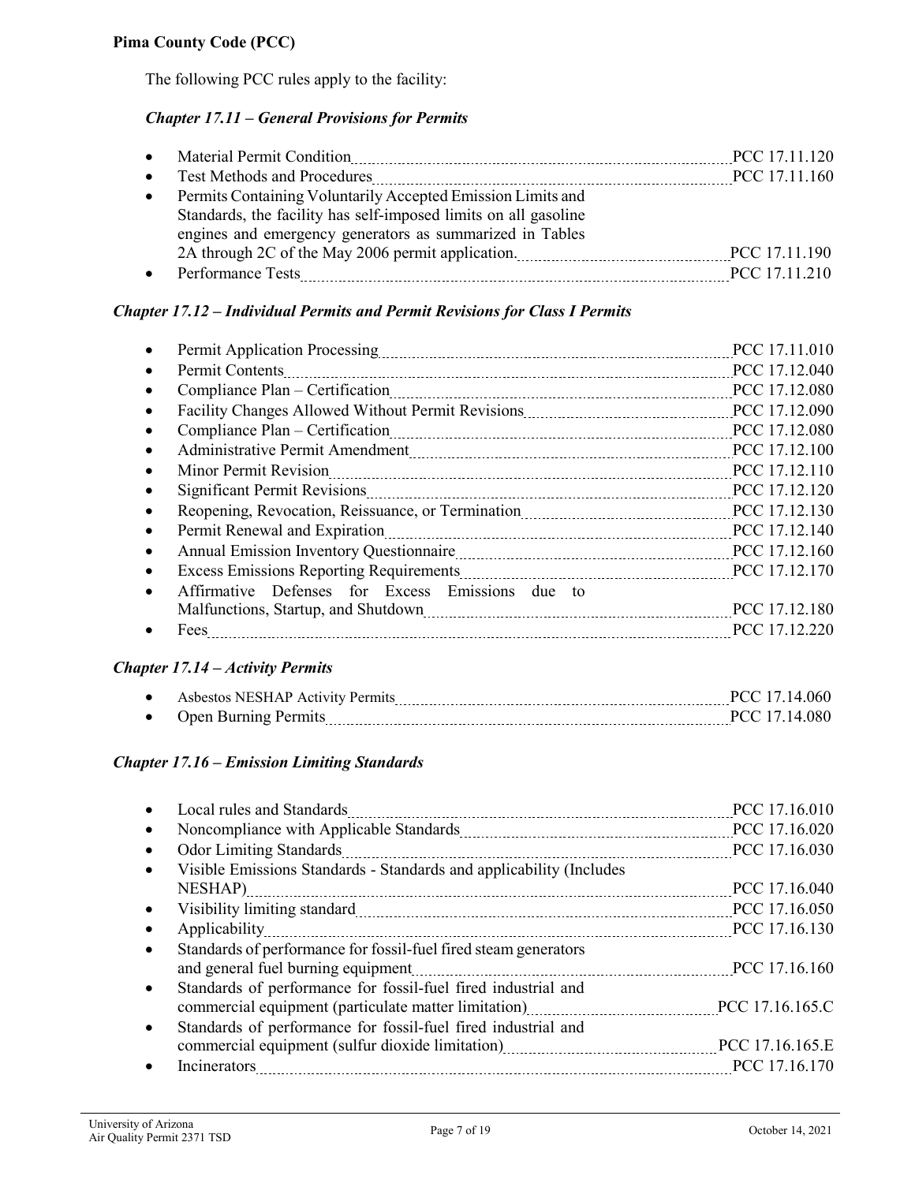**Pima County Code (PCC)**

The following PCC rules apply to the facility:

***Chapter 17.11 – General Provisions for Permits***

- Material Permit Condition ........ PCC 17.11.120
- Test Methods and Procedures ........ PCC 17.11.160
- Permits Containing Voluntarily Accepted Emission Limits and Standards, the facility has self-imposed limits on all gasoline engines and emergency generators as summarized in Tables 2A through 2C of the May 2006 permit application. ........ PCC 17.11.190
- Performance Tests ........ PCC 17.11.210

***Chapter 17.12 – Individual Permits and Permit Revisions for Class I Permits***

- Permit Application Processing ........ PCC 17.11.010
- Permit Contents ........ PCC 17.12.040
- Compliance Plan – Certification ........ PCC 17.12.080
- Facility Changes Allowed Without Permit Revisions ........ PCC 17.12.090
- Compliance Plan – Certification ........ PCC 17.12.080
- Administrative Permit Amendment ........ PCC 17.12.100
- Minor Permit Revision ........ PCC 17.12.110
- Significant Permit Revisions ........ PCC 17.12.120
- Reopening, Revocation, Reissuance, or Termination ........ PCC 17.12.130
- Permit Renewal and Expiration ........ PCC 17.12.140
- Annual Emission Inventory Questionnaire ........ PCC 17.12.160
- Excess Emissions Reporting Requirements ........ PCC 17.12.170
- Affirmative Defenses for Excess Emissions due to Malfunctions, Startup, and Shutdown ........ PCC 17.12.180
- Fees ........ PCC 17.12.220

***Chapter 17.14 – Activity Permits***

- Asbestos NESHAP Activity Permits ........ PCC 17.14.060
- Open Burning Permits ........ PCC 17.14.080

***Chapter 17.16 – Emission Limiting Standards***

- Local rules and Standards ........ PCC 17.16.010
- Noncompliance with Applicable Standards ........ PCC 17.16.020
- Odor Limiting Standards ........ PCC 17.16.030
- Visible Emissions Standards - Standards and applicability (Includes NESHAP) ........ PCC 17.16.040
- Visibility limiting standard ........ PCC 17.16.050
- Applicability ........ PCC 17.16.130
- Standards of performance for fossil-fuel fired steam generators and general fuel burning equipment ........ PCC 17.16.160
- Standards of performance for fossil-fuel fired industrial and commercial equipment (particulate matter limitation) ........ PCC 17.16.165.C
- Standards of performance for fossil-fuel fired industrial and commercial equipment (sulfur dioxide limitation) ........ PCC 17.16.165.E
- Incinerators ........ PCC 17.16.170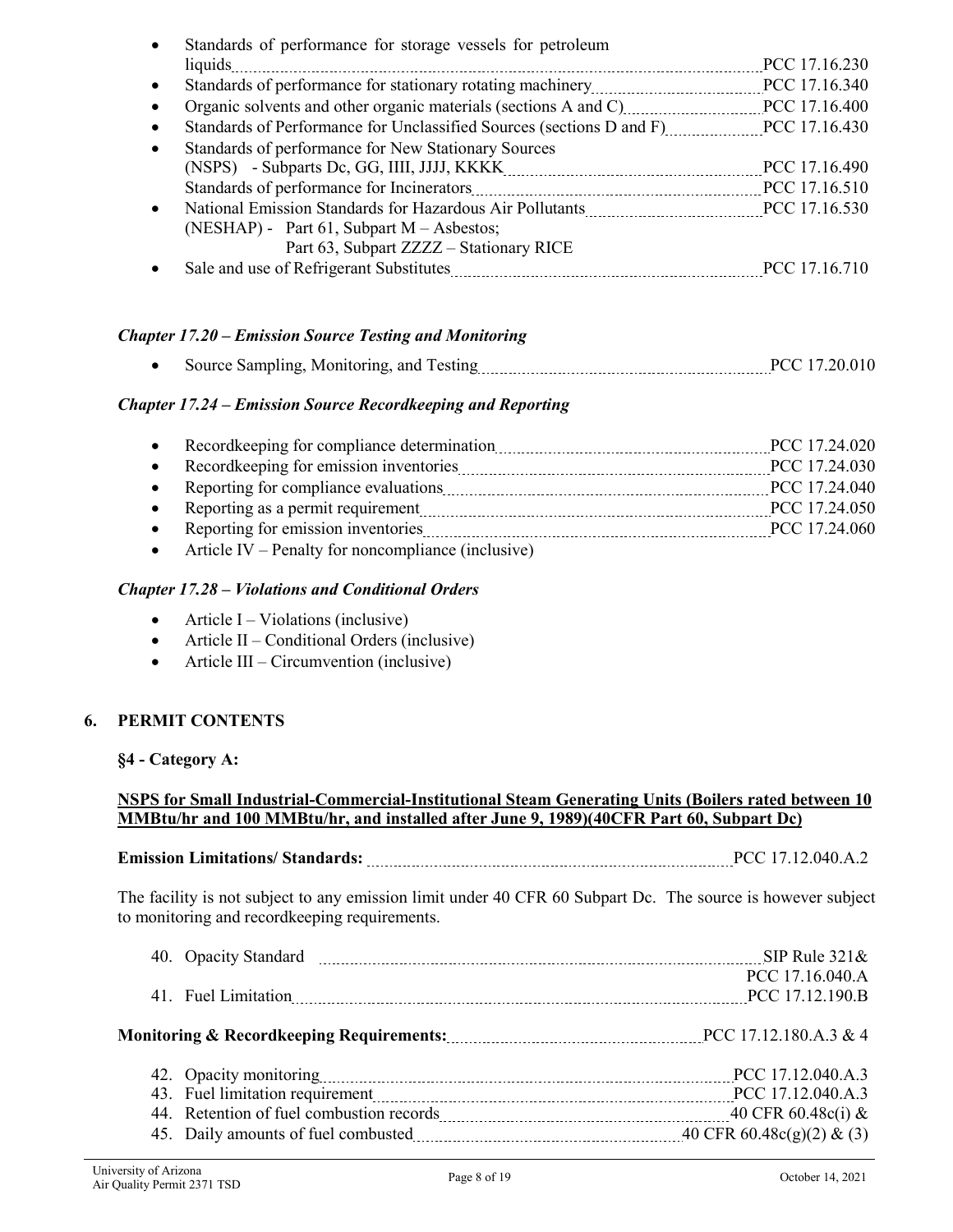- Standards of performance for storage vessels for petroleum liquids ............ PCC 17.16.230
- Standards of performance for stationary rotating machinery ............ PCC 17.16.340
- Organic solvents and other organic materials (sections A and C) ............ PCC 17.16.400
- Standards of Performance for Unclassified Sources (sections D and F) ............ PCC 17.16.430
- Standards of performance for New Stationary Sources (NSPS) - Subparts Dc, GG, IIII, JJJJ, KKKK ............ PCC 17.16.490
  Standards of performance for Incinerators ............ PCC 17.16.510
- National Emission Standards for Hazardous Air Pollutants ............ PCC 17.16.530
  (NESHAP) - Part 61, Subpart M – Asbestos;
  Part 63, Subpart ZZZZ – Stationary RICE
- Sale and use of Refrigerant Substitutes ............ PCC 17.16.710

### *Chapter 17.20 – Emission Source Testing and Monitoring*

- Source Sampling, Monitoring, and Testing ............ PCC 17.20.010

### *Chapter 17.24 – Emission Source Recordkeeping and Reporting*

- Recordkeeping for compliance determination ............ PCC 17.24.020
- Recordkeeping for emission inventories ............ PCC 17.24.030
- Reporting for compliance evaluations ............ PCC 17.24.040
- Reporting as a permit requirement ............ PCC 17.24.050
- Reporting for emission inventories ............ PCC 17.24.060
- Article IV – Penalty for noncompliance (inclusive)

### *Chapter 17.28 – Violations and Conditional Orders*

- Article I – Violations (inclusive)
- Article II – Conditional Orders (inclusive)
- Article III – Circumvention (inclusive)

## 6. PERMIT CONTENTS

**§4 - Category A:**

**NSPS for Small Industrial-Commercial-Institutional Steam Generating Units (Boilers rated between 10 MMBtu/hr and 100 MMBtu/hr, and installed after June 9, 1989)(40CFR Part 60, Subpart Dc)**

**Emission Limitations/ Standards:** ............ PCC 17.12.040.A.2

The facility is not subject to any emission limit under 40 CFR 60 Subpart Dc. The source is however subject to monitoring and recordkeeping requirements.

40. Opacity Standard ............ SIP Rule 321& PCC 17.16.040.A
41. Fuel Limitation ............ PCC 17.12.190.B

**Monitoring & Recordkeeping Requirements:** ............ PCC 17.12.180.A.3 & 4

42. Opacity monitoring ............ PCC 17.12.040.A.3
43. Fuel limitation requirement ............ PCC 17.12.040.A.3
44. Retention of fuel combustion records ............ 40 CFR 60.48c(i) &
45. Daily amounts of fuel combusted ............ 40 CFR 60.48c(g)(2) & (3)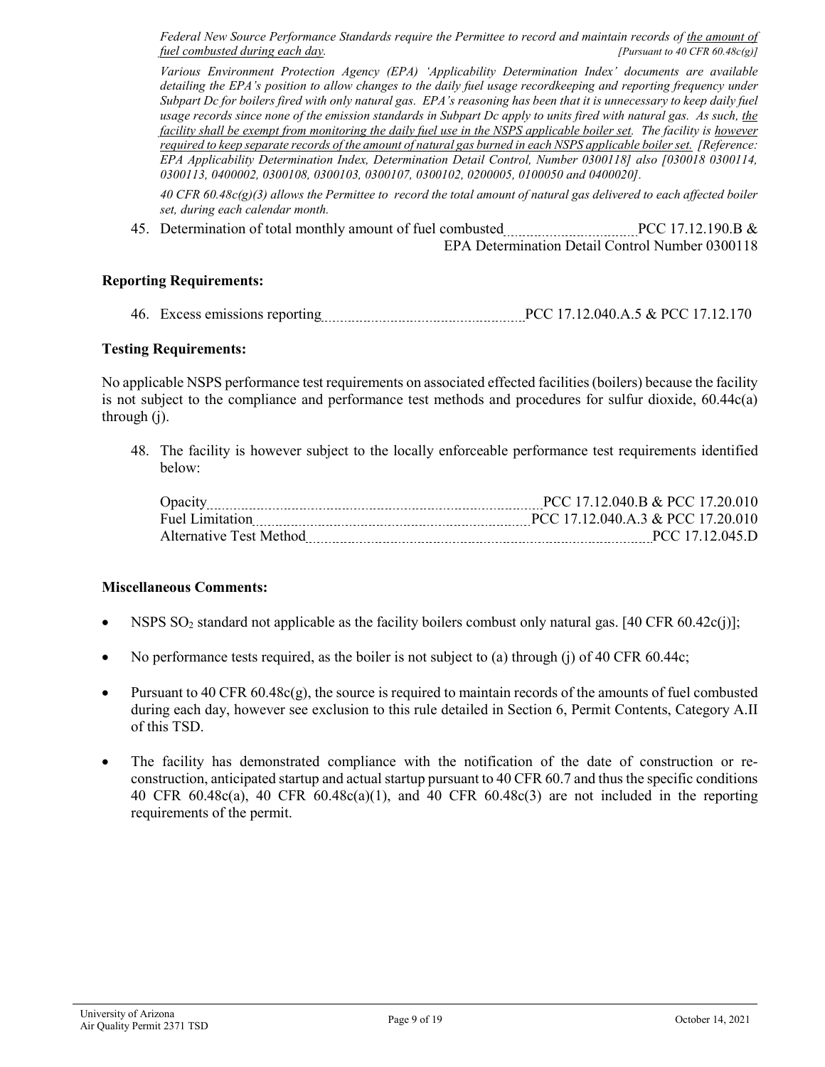*Federal New Source Performance Standards require the Permittee to record and maintain records of the amount of fuel combusted during each day.* *[Pursuant to 40 CFR 60.48c(g)]*

*Various Environment Protection Agency (EPA) 'Applicability Determination Index' documents are available detailing the EPA's position to allow changes to the daily fuel usage recordkeeping and reporting frequency under Subpart Dc for boilers fired with only natural gas. EPA's reasoning has been that it is unnecessary to keep daily fuel usage records since none of the emission standards in Subpart Dc apply to units fired with natural gas. As such, the facility shall be exempt from monitoring the daily fuel use in the NSPS applicable boiler set. The facility is however required to keep separate records of the amount of natural gas burned in each NSPS applicable boiler set. [Reference: EPA Applicability Determination Index, Determination Detail Control, Number 0300118] also [030018 0300114, 0300113, 0400002, 0300108, 0300103, 0300107, 0300102, 0200005, 0100050 and 0400020].*

*40 CFR 60.48c(g)(3) allows the Permittee to record the total amount of natural gas delivered to each affected boiler set, during each calendar month.*

45. Determination of total monthly amount of fuel combusted .................... PCC 17.12.190.B & EPA Determination Detail Control Number 0300118

**Reporting Requirements:**

46. Excess emissions reporting .................... PCC 17.12.040.A.5 & PCC 17.12.170

**Testing Requirements:**

No applicable NSPS performance test requirements on associated effected facilities (boilers) because the facility is not subject to the compliance and performance test methods and procedures for sulfur dioxide, 60.44c(a) through (j).

48. The facility is however subject to the locally enforceable performance test requirements identified below:

    Opacity .................... PCC 17.12.040.B & PCC 17.20.010
    Fuel Limitation .................... PCC 17.12.040.A.3 & PCC 17.20.010
    Alternative Test Method .................... PCC 17.12.045.D

**Miscellaneous Comments:**

- NSPS $SO_2$ standard not applicable as the facility boilers combust only natural gas. [40 CFR 60.42c(j)];
- No performance tests required, as the boiler is not subject to (a) through (j) of 40 CFR 60.44c;
- Pursuant to 40 CFR 60.48c(g), the source is required to maintain records of the amounts of fuel combusted during each day, however see exclusion to this rule detailed in Section 6, Permit Contents, Category A.II of this TSD.
- The facility has demonstrated compliance with the notification of the date of construction or re-construction, anticipated startup and actual startup pursuant to 40 CFR 60.7 and thus the specific conditions 40 CFR 60.48c(a), 40 CFR 60.48c(a)(1), and 40 CFR 60.48c(3) are not included in the reporting requirements of the permit.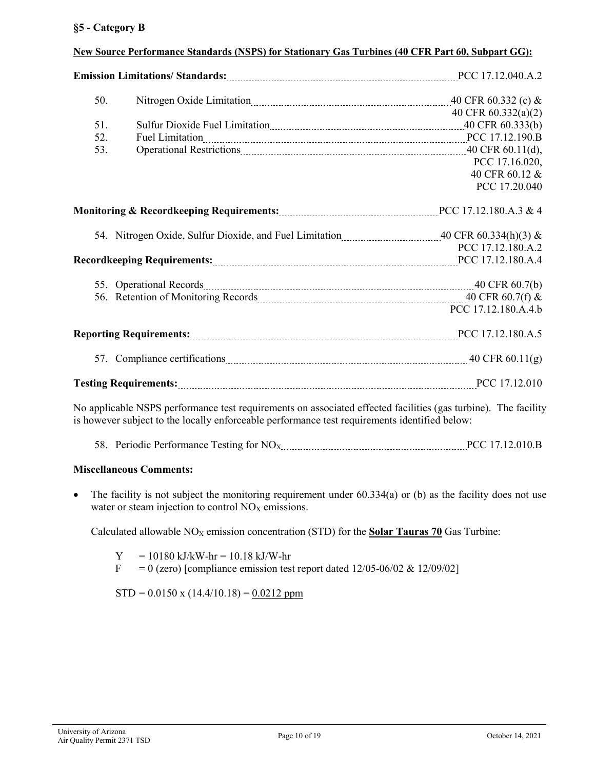**§5 - Category B**

**New Source Performance Standards (NSPS) for Stationary Gas Turbines (40 CFR Part 60, Subpart GG):**

| | | |
|---|---|---|
| **Emission Limitations/ Standards:** | | PCC 17.12.040.A.2 |
| 50. | Nitrogen Oxide Limitation | 40 CFR 60.332 (c) & 40 CFR 60.332(a)(2) |
| 51. | Sulfur Dioxide Fuel Limitation | 40 CFR 60.333(b) |
| 52. | Fuel Limitation | PCC 17.12.190.B |
| 53. | Operational Restrictions | 40 CFR 60.11(d), PCC 17.16.020, 40 CFR 60.12 & PCC 17.20.040 |
| **Monitoring & Recordkeeping Requirements:** | | PCC 17.12.180.A.3 & 4 |
| 54. | Nitrogen Oxide, Sulfur Dioxide, and Fuel Limitation | 40 CFR 60.334(h)(3) & PCC 17.12.180.A.2 |
| **Recordkeeping Requirements:** | | PCC 17.12.180.A.4 |
| 55. | Operational Records | 40 CFR 60.7(b) |
| 56. | Retention of Monitoring Records | 40 CFR 60.7(f) & PCC 17.12.180.A.4.b |
| **Reporting Requirements:** | | PCC 17.12.180.A.5 |
| 57. | Compliance certifications | 40 CFR 60.11(g) |
| **Testing Requirements:** | | PCC 17.12.010 |

No applicable NSPS performance test requirements on associated effected facilities (gas turbine). The facility is however subject to the locally enforceable performance test requirements identified below:

| | | |
|---|---|---|
| 58. | Periodic Performance Testing for $NO_X$ | PCC 17.12.010.B |

**Miscellaneous Comments:**

- The facility is not subject the monitoring requirement under 60.334(a) or (b) as the facility does not use water or steam injection to control $NO_X$ emissions.

  Calculated allowable $NO_X$ emission concentration (STD) for the **Solar Tauras 70** Gas Turbine:

  Y = 10180 kJ/kW-hr = 10.18 kJ/W-hr
  F = 0 (zero) [compliance emission test report dated 12/05-06/02 & 12/09/02]

  STD = 0.0150 x (14.4/10.18) = 0.0212 ppm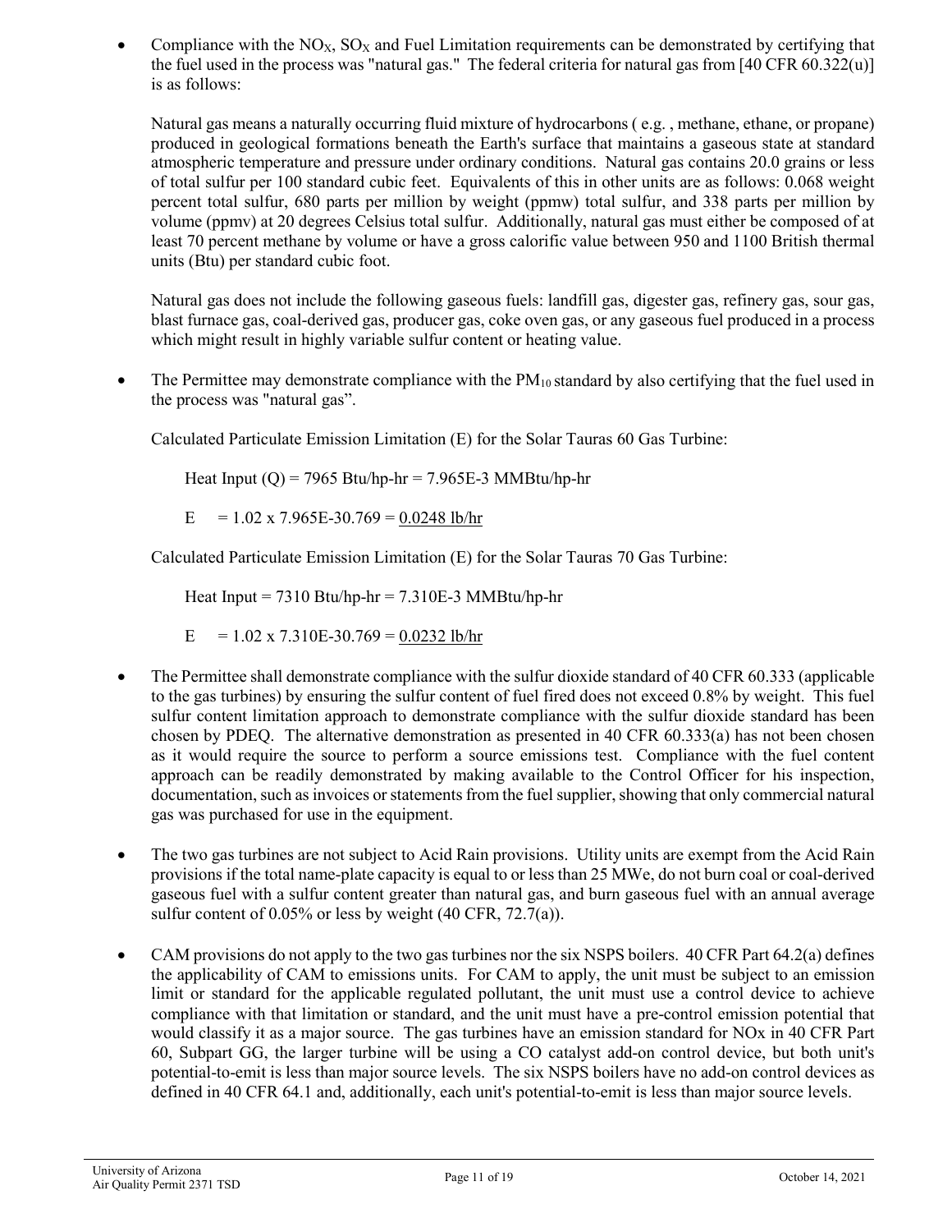- Compliance with the $NO_X$, $SO_X$ and Fuel Limitation requirements can be demonstrated by certifying that the fuel used in the process was "natural gas." The federal criteria for natural gas from [40 CFR 60.322(u)] is as follows:

  Natural gas means a naturally occurring fluid mixture of hydrocarbons ( e.g. , methane, ethane, or propane) produced in geological formations beneath the Earth's surface that maintains a gaseous state at standard atmospheric temperature and pressure under ordinary conditions. Natural gas contains 20.0 grains or less of total sulfur per 100 standard cubic feet. Equivalents of this in other units are as follows: 0.068 weight percent total sulfur, 680 parts per million by weight (ppmw) total sulfur, and 338 parts per million by volume (ppmv) at 20 degrees Celsius total sulfur. Additionally, natural gas must either be composed of at least 70 percent methane by volume or have a gross calorific value between 950 and 1100 British thermal units (Btu) per standard cubic foot.

  Natural gas does not include the following gaseous fuels: landfill gas, digester gas, refinery gas, sour gas, blast furnace gas, coal-derived gas, producer gas, coke oven gas, or any gaseous fuel produced in a process which might result in highly variable sulfur content or heating value.

- The Permittee may demonstrate compliance with the $PM_{10}$ standard by also certifying that the fuel used in the process was "natural gas".

  Calculated Particulate Emission Limitation (E) for the Solar Tauras 60 Gas Turbine:

  Heat Input (Q) = 7965 Btu/hp-hr = 7.965E-3 MMBtu/hp-hr

  $E = 1.02 \times 7.965E\text{-}3^{0.769}$ = <u>0.0248 lb/hr</u>

  Calculated Particulate Emission Limitation (E) for the Solar Tauras 70 Gas Turbine:

  Heat Input = 7310 Btu/hp-hr = 7.310E-3 MMBtu/hp-hr

  $E = 1.02 \times 7.310E\text{-}3^{0.769}$ = <u>0.0232 lb/hr</u>

- The Permittee shall demonstrate compliance with the sulfur dioxide standard of 40 CFR 60.333 (applicable to the gas turbines) by ensuring the sulfur content of fuel fired does not exceed 0.8% by weight. This fuel sulfur content limitation approach to demonstrate compliance with the sulfur dioxide standard has been chosen by PDEQ. The alternative demonstration as presented in 40 CFR 60.333(a) has not been chosen as it would require the source to perform a source emissions test. Compliance with the fuel content approach can be readily demonstrated by making available to the Control Officer for his inspection, documentation, such as invoices or statements from the fuel supplier, showing that only commercial natural gas was purchased for use in the equipment.

- The two gas turbines are not subject to Acid Rain provisions. Utility units are exempt from the Acid Rain provisions if the total name-plate capacity is equal to or less than 25 MWe, do not burn coal or coal-derived gaseous fuel with a sulfur content greater than natural gas, and burn gaseous fuel with an annual average sulfur content of 0.05% or less by weight (40 CFR, 72.7(a)).

- CAM provisions do not apply to the two gas turbines nor the six NSPS boilers. 40 CFR Part 64.2(a) defines the applicability of CAM to emissions units. For CAM to apply, the unit must be subject to an emission limit or standard for the applicable regulated pollutant, the unit must use a control device to achieve compliance with that limitation or standard, and the unit must have a pre-control emission potential that would classify it as a major source. The gas turbines have an emission standard for NOx in 40 CFR Part 60, Subpart GG, the larger turbine will be using a CO catalyst add-on control device, but both unit's potential-to-emit is less than major source levels. The six NSPS boilers have no add-on control devices as defined in 40 CFR 64.1 and, additionally, each unit's potential-to-emit is less than major source levels.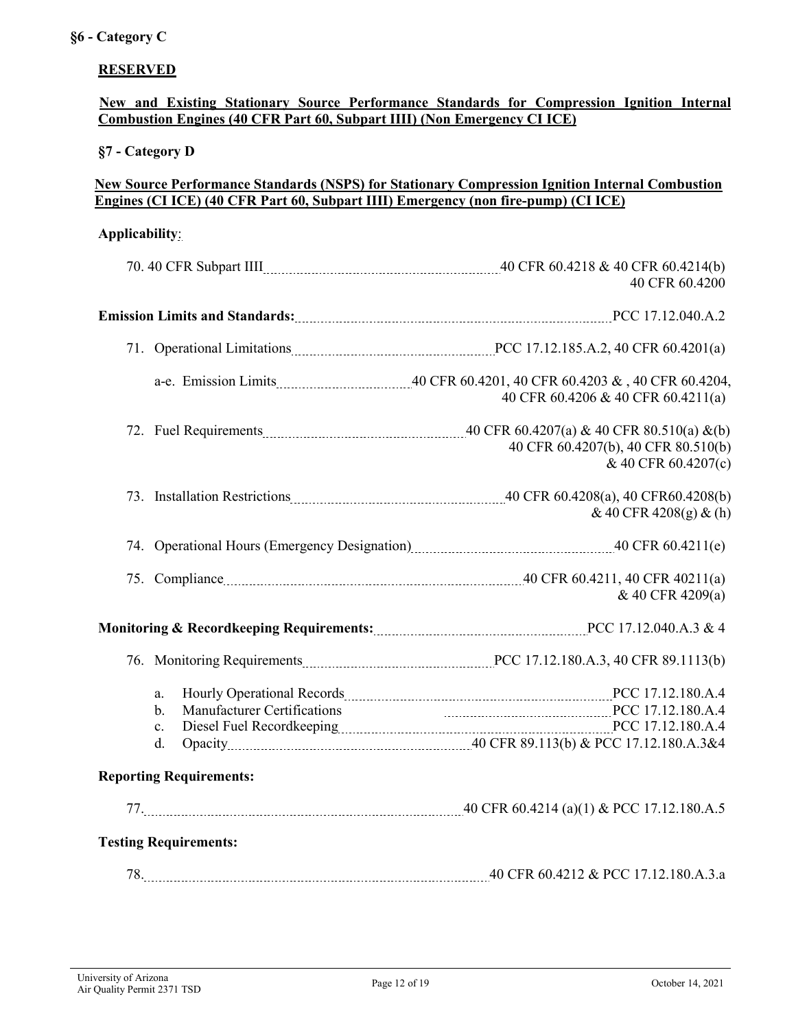**§6 - Category C**

**RESERVED**

**New and Existing Stationary Source Performance Standards for Compression Ignition Internal Combustion Engines (40 CFR Part 60, Subpart IIII) (Non Emergency CI ICE)**

**§7 - Category D**

**New Source Performance Standards (NSPS) for Stationary Compression Ignition Internal Combustion Engines (CI ICE) (40 CFR Part 60, Subpart IIII) Emergency (non fire-pump) (CI ICE)**

**Applicability**:

70. 40 CFR Subpart IIII .......... 40 CFR 60.4218 & 40 CFR 60.4214(b) 40 CFR 60.4200

**Emission Limits and Standards:** .......... PCC 17.12.040.A.2

71. Operational Limitations .......... PCC 17.12.185.A.2, 40 CFR 60.4201(a)

    a-e. Emission Limits .......... 40 CFR 60.4201, 40 CFR 60.4203 & , 40 CFR 60.4204, 40 CFR 60.4206 & 40 CFR 60.4211(a)

72. Fuel Requirements .......... 40 CFR 60.4207(a) & 40 CFR 80.510(a) &(b) 40 CFR 60.4207(b), 40 CFR 80.510(b) & 40 CFR 60.4207(c)

73. Installation Restrictions .......... 40 CFR 60.4208(a), 40 CFR60.4208(b) & 40 CFR 4208(g) & (h)

74. Operational Hours (Emergency Designation) .......... 40 CFR 60.4211(e)

75. Compliance .......... 40 CFR 60.4211, 40 CFR 40211(a) & 40 CFR 4209(a)

**Monitoring & Recordkeeping Requirements:** .......... PCC 17.12.040.A.3 & 4

76. Monitoring Requirements .......... PCC 17.12.180.A.3, 40 CFR 89.1113(b)

    a. Hourly Operational Records .......... PCC 17.12.180.A.4
    b. Manufacturer Certifications .......... PCC 17.12.180.A.4
    c. Diesel Fuel Recordkeeping .......... PCC 17.12.180.A.4
    d. Opacity .......... 40 CFR 89.113(b) & PCC 17.12.180.A.3&4

**Reporting Requirements:**

77. .......... 40 CFR 60.4214 (a)(1) & PCC 17.12.180.A.5

**Testing Requirements:**

78. .......... 40 CFR 60.4212 & PCC 17.12.180.A.3.a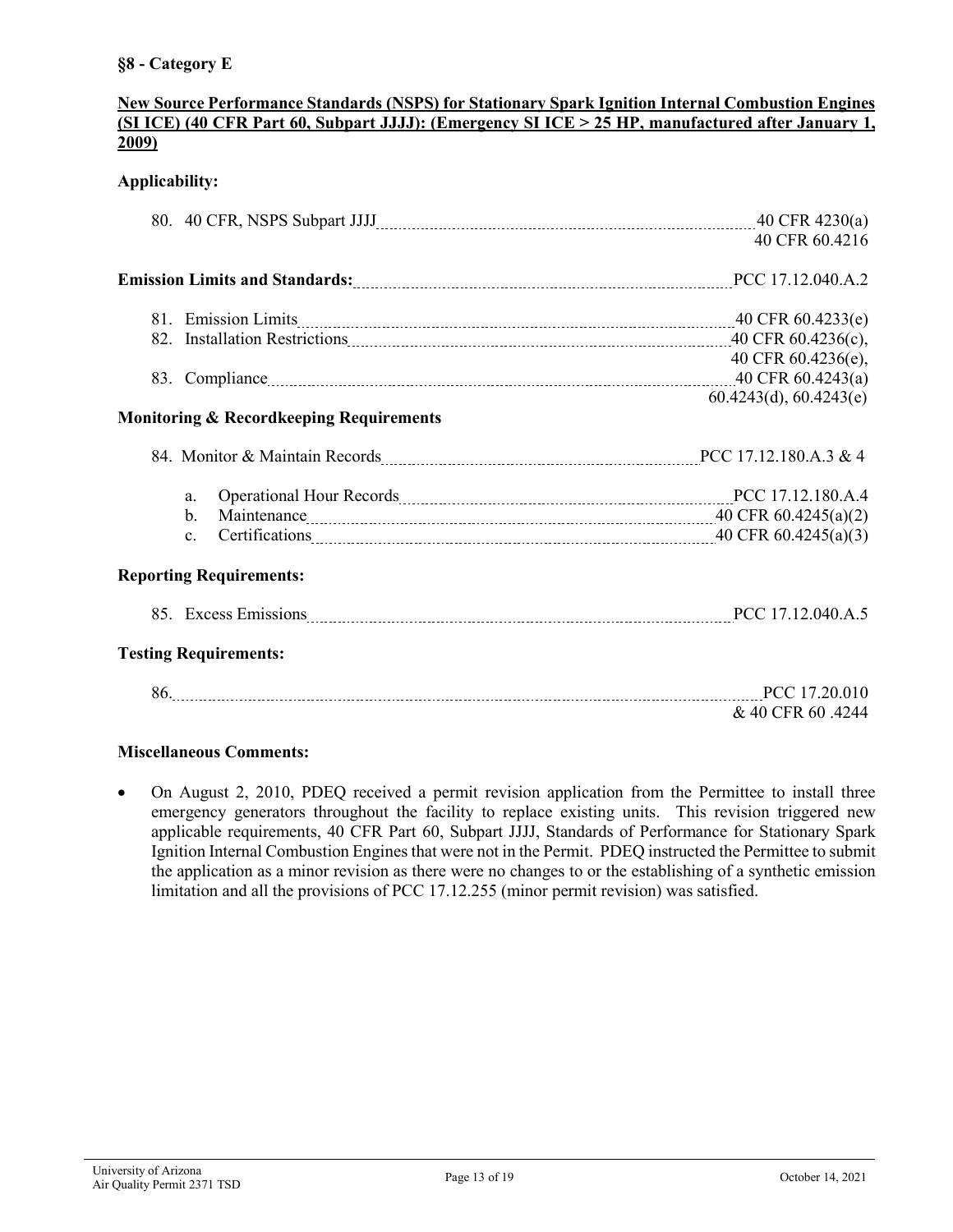**§8 - Category E**

**New Source Performance Standards (NSPS) for Stationary Spark Ignition Internal Combustion Engines (SI ICE) (40 CFR Part 60, Subpart JJJJ): (Emergency SI ICE > 25 HP, manufactured after January 1, 2009)**

**Applicability:**

80. 40 CFR, NSPS Subpart JJJJ .......... 40 CFR 4230(a)
    40 CFR 60.4216

**Emission Limits and Standards:** .......... PCC 17.12.040.A.2

81. Emission Limits .......... 40 CFR 60.4233(e)
82. Installation Restrictions .......... 40 CFR 60.4236(c), 40 CFR 60.4236(e),
83. Compliance .......... 40 CFR 60.4243(a) 60.4243(d), 60.4243(e)

**Monitoring & Recordkeeping Requirements**

84. Monitor & Maintain Records .......... PCC 17.12.180.A.3 & 4
    a. Operational Hour Records .......... PCC 17.12.180.A.4
    b. Maintenance .......... 40 CFR 60.4245(a)(2)
    c. Certifications .......... 40 CFR 60.4245(a)(3)

**Reporting Requirements:**

85. Excess Emissions .......... PCC 17.12.040.A.5

**Testing Requirements:**

86. .......... PCC 17.20.010
    & 40 CFR 60 .4244

**Miscellaneous Comments:**

- On August 2, 2010, PDEQ received a permit revision application from the Permittee to install three emergency generators throughout the facility to replace existing units. This revision triggered new applicable requirements, 40 CFR Part 60, Subpart JJJJ, Standards of Performance for Stationary Spark Ignition Internal Combustion Engines that were not in the Permit. PDEQ instructed the Permittee to submit the application as a minor revision as there were no changes to or the establishing of a synthetic emission limitation and all the provisions of PCC 17.12.255 (minor permit revision) was satisfied.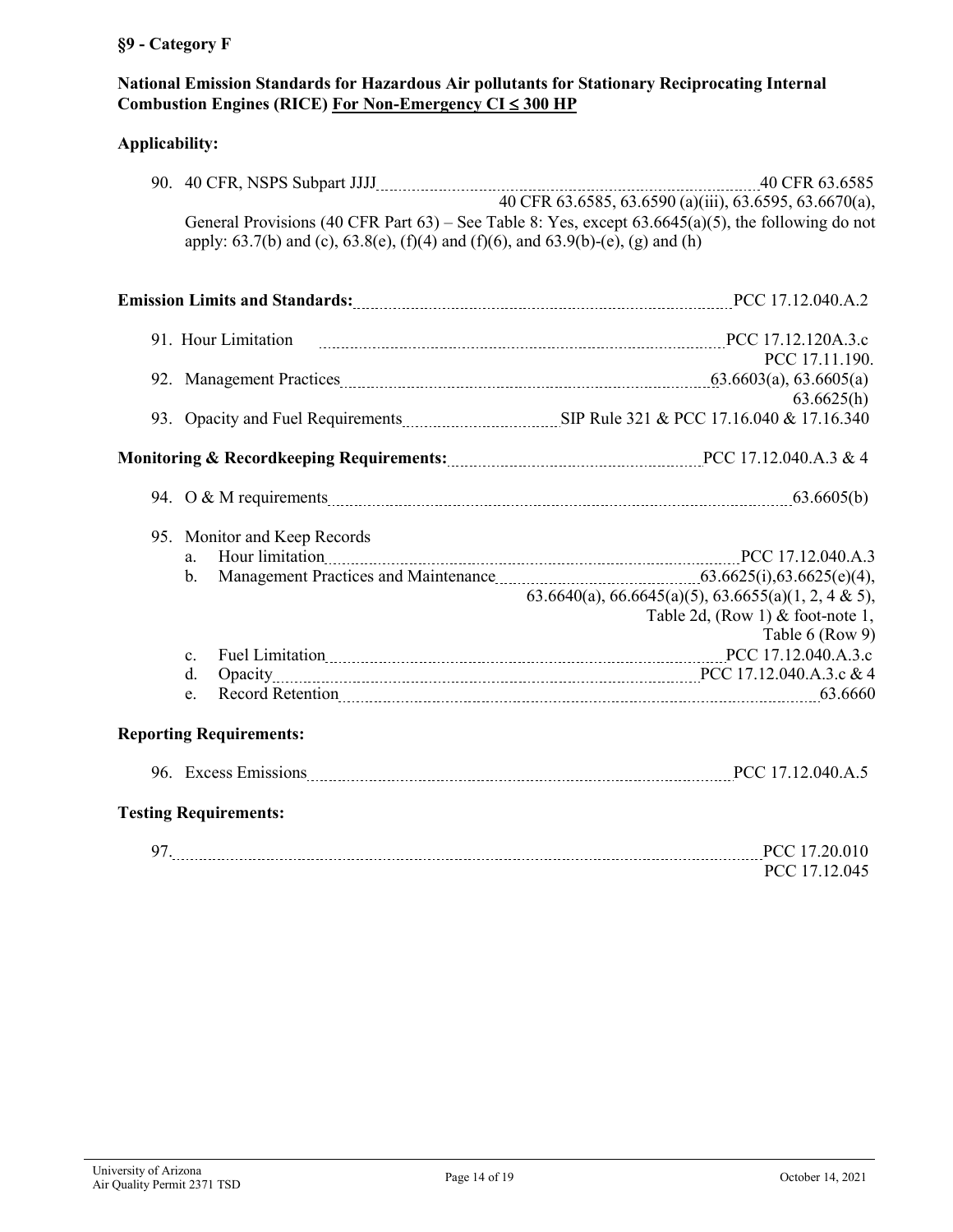**§9 - Category F**

**National Emission Standards for Hazardous Air pollutants for Stationary Reciprocating Internal Combustion Engines (RICE) <u>For Non-Emergency CI ≤ 300 HP</u>**

**Applicability:**

90. 40 CFR, NSPS Subpart JJJJ ........ 40 CFR 63.6585
    40 CFR 63.6585, 63.6590 (a)(iii), 63.6595, 63.6670(a),
    General Provisions (40 CFR Part 63) – See Table 8: Yes, except 63.6645(a)(5), the following do not apply: 63.7(b) and (c), 63.8(e), (f)(4) and (f)(6), and 63.9(b)-(e), (g) and (h)

**Emission Limits and Standards:** ........ PCC 17.12.040.A.2

91. Hour Limitation ........ PCC 17.12.120A.3.c
    PCC 17.11.190.
92. Management Practices ........ 63.6603(a), 63.6605(a)
    63.6625(h)
93. Opacity and Fuel Requirements ........ SIP Rule 321 & PCC 17.16.040 & 17.16.340

**Monitoring & Recordkeeping Requirements:** ........ PCC 17.12.040.A.3 & 4

94. O & M requirements ........ 63.6605(b)

95. Monitor and Keep Records
    a. Hour limitation ........ PCC 17.12.040.A.3
    b. Management Practices and Maintenance ........ 63.6625(i),63.6625(e)(4),
       63.6640(a), 66.6645(a)(5), 63.6655(a)(1, 2, 4 & 5),
       Table 2d, (Row 1) & foot-note 1,
       Table 6 (Row 9)
    c. Fuel Limitation ........ PCC 17.12.040.A.3.c
    d. Opacity ........ PCC 17.12.040.A.3.c & 4
    e. Record Retention ........ 63.6660

**Reporting Requirements:**

96. Excess Emissions ........ PCC 17.12.040.A.5

**Testing Requirements:**

97. ........ PCC 17.20.010
    PCC 17.12.045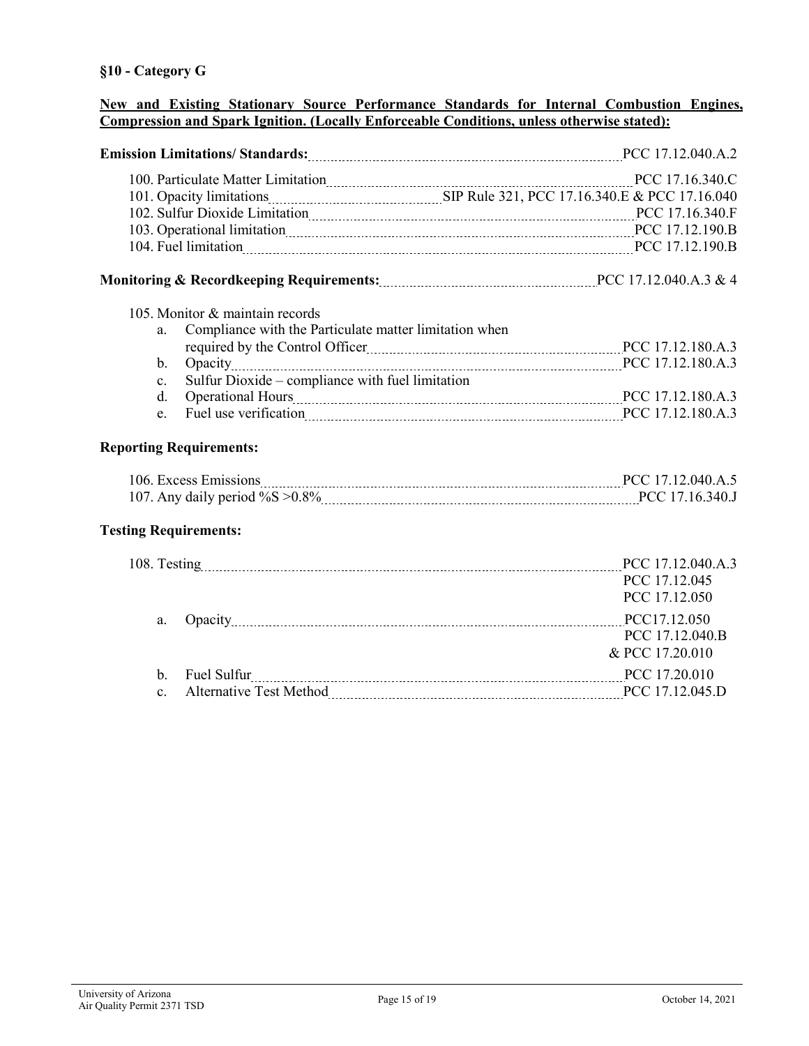**§10 - Category G**

**New and Existing Stationary Source Performance Standards for Internal Combustion Engines, Compression and Spark Ignition. (Locally Enforceable Conditions, unless otherwise stated):**

**Emission Limitations/ Standards:** .......... PCC 17.12.040.A.2

100. Particulate Matter Limitation .......... PCC 17.16.340.C
101. Opacity limitations .......... SIP Rule 321, PCC 17.16.340.E & PCC 17.16.040
102. Sulfur Dioxide Limitation .......... PCC 17.16.340.F
103. Operational limitation .......... PCC 17.12.190.B
104. Fuel limitation .......... PCC 17.12.190.B

**Monitoring & Recordkeeping Requirements:** .......... PCC 17.12.040.A.3 & 4

105. Monitor & maintain records
    a. Compliance with the Particulate matter limitation when required by the Control Officer .......... PCC 17.12.180.A.3
    b. Opacity .......... PCC 17.12.180.A.3
    c. Sulfur Dioxide – compliance with fuel limitation
    d. Operational Hours .......... PCC 17.12.180.A.3
    e. Fuel use verification .......... PCC 17.12.180.A.3

**Reporting Requirements:**

106. Excess Emissions .......... PCC 17.12.040.A.5
107. Any daily period %S >0.8% .......... PCC 17.16.340.J

**Testing Requirements:**

108. Testing .......... PCC 17.12.040.A.3
    PCC 17.12.045
    PCC 17.12.050
    a. Opacity .......... PCC17.12.050
    PCC 17.12.040.B
    & PCC 17.20.010
    b. Fuel Sulfur .......... PCC 17.20.010
    c. Alternative Test Method .......... PCC 17.12.045.D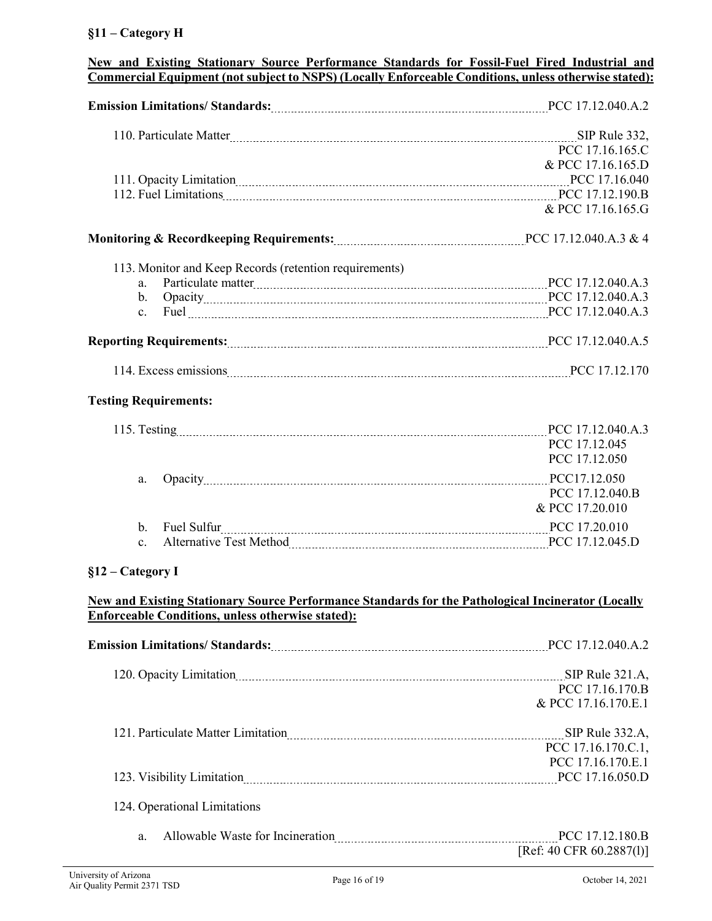## §11 – Category H

**New and Existing Stationary Source Performance Standards for Fossil-Fuel Fired Industrial and Commercial Equipment (not subject to NSPS) (Locally Enforceable Conditions, unless otherwise stated):**

| | |
|---|---|
| **Emission Limitations/ Standards:** | PCC 17.12.040.A.2 |
| 110. Particulate Matter | SIP Rule 332, PCC 17.16.165.C & PCC 17.16.165.D |
| 111. Opacity Limitation | PCC 17.16.040 |
| 112. Fuel Limitations | PCC 17.12.190.B & PCC 17.16.165.G |
| **Monitoring & Recordkeeping Requirements:** | PCC 17.12.040.A.3 & 4 |
| 113. Monitor and Keep Records (retention requirements) | |
| a. Particulate matter | PCC 17.12.040.A.3 |
| b. Opacity | PCC 17.12.040.A.3 |
| c. Fuel | PCC 17.12.040.A.3 |
| **Reporting Requirements:** | PCC 17.12.040.A.5 |
| 114. Excess emissions | PCC 17.12.170 |
| **Testing Requirements:** | |
| 115. Testing | PCC 17.12.040.A.3 PCC 17.12.045 PCC 17.12.050 |
| a. Opacity | PCC17.12.050 PCC 17.12.040.B & PCC 17.20.010 |
| b. Fuel Sulfur | PCC 17.20.010 |
| c. Alternative Test Method | PCC 17.12.045.D |

## §12 – Category I

**New and Existing Stationary Source Performance Standards for the Pathological Incinerator (Locally Enforceable Conditions, unless otherwise stated):**

| | |
|---|---|
| **Emission Limitations/ Standards:** | PCC 17.12.040.A.2 |
| 120. Opacity Limitation | SIP Rule 321.A, PCC 17.16.170.B & PCC 17.16.170.E.1 |
| 121. Particulate Matter Limitation | SIP Rule 332.A, PCC 17.16.170.C.1, PCC 17.16.170.E.1 |
| 123. Visibility Limitation | PCC 17.16.050.D |
| 124. Operational Limitations | |
| a. Allowable Waste for Incineration | PCC 17.12.180.B [Ref: 40 CFR 60.2887(l)] |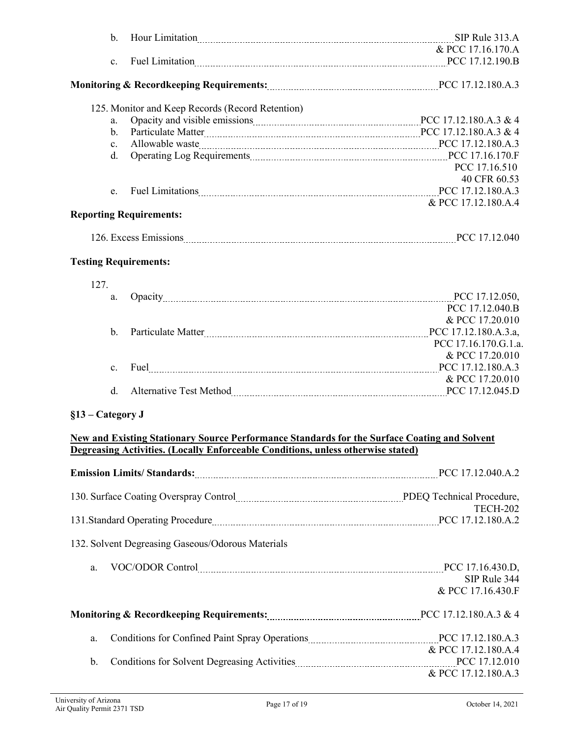b. Hour Limitation ........ SIP Rule 313.A & PCC 17.16.170.A

c. Fuel Limitation ........ PCC 17.12.190.B

**Monitoring & Recordkeeping Requirements:** ........ PCC 17.12.180.A.3

125. Monitor and Keep Records (Record Retention)

a. Opacity and visible emissions ........ PCC 17.12.180.A.3 & 4

b. Particulate Matter ........ PCC 17.12.180.A.3 & 4

c. Allowable waste ........ PCC 17.12.180.A.3

d. Operating Log Requirements ........ PCC 17.16.170.F, PCC 17.16.510, 40 CFR 60.53

e. Fuel Limitations ........ PCC 17.12.180.A.3 & PCC 17.12.180.A.4

**Reporting Requirements:**

126. Excess Emissions ........ PCC 17.12.040

**Testing Requirements:**

127.

a. Opacity ........ PCC 17.12.050, PCC 17.12.040.B & PCC 17.20.010

b. Particulate Matter ........ PCC 17.12.180.A.3.a, PCC 17.16.170.G.1.a. & PCC 17.20.010

c. Fuel ........ PCC 17.12.180.A.3 & PCC 17.20.010

d. Alternative Test Method ........ PCC 17.12.045.D

## §13 – Category J

**New and Existing Stationary Source Performance Standards for the Surface Coating and Solvent Degreasing Activities. (Locally Enforceable Conditions, unless otherwise stated)**

**Emission Limits/ Standards:** ........ PCC 17.12.040.A.2

130. Surface Coating Overspray Control ........ PDEQ Technical Procedure, TECH-202

131. Standard Operating Procedure ........ PCC 17.12.180.A.2

132. Solvent Degreasing Gaseous/Odorous Materials

a. VOC/ODOR Control ........ PCC 17.16.430.D, SIP Rule 344 & PCC 17.16.430.F

**Monitoring & Recordkeeping Requirements:** ........ PCC 17.12.180.A.3 & 4

a. Conditions for Confined Paint Spray Operations ........ PCC 17.12.180.A.3 & PCC 17.12.180.A.4

b. Conditions for Solvent Degreasing Activities ........ PCC 17.12.010 & PCC 17.12.180.A.3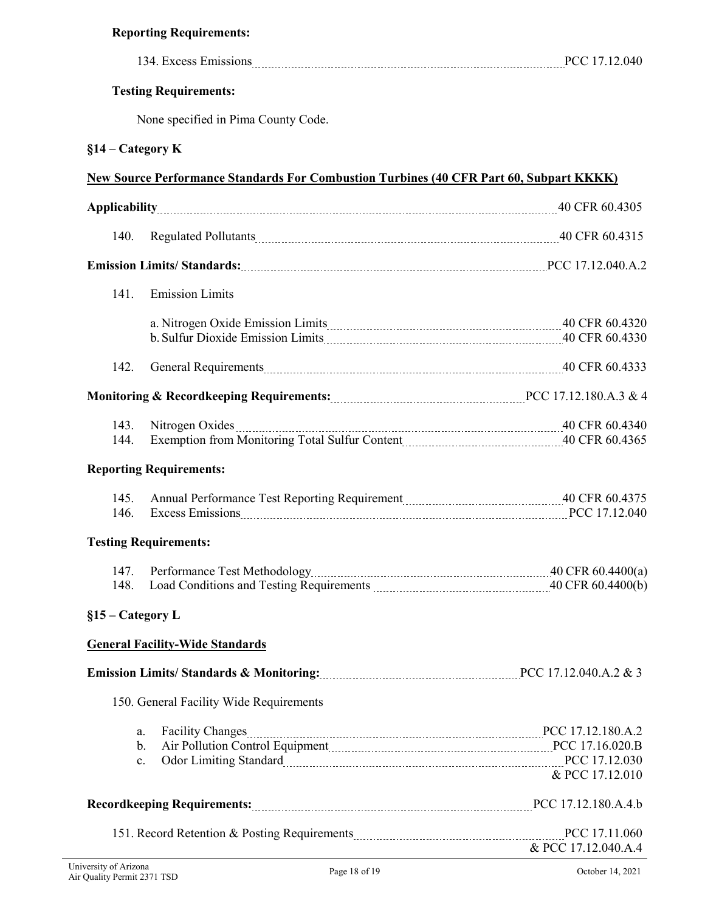**Reporting Requirements:**

134. Excess Emissions ........ PCC 17.12.040

**Testing Requirements:**

None specified in Pima County Code.

**§14 – Category K**

**New Source Performance Standards For Combustion Turbines (40 CFR Part 60, Subpart KKKK)**

**Applicability** ........ 40 CFR 60.4305

140. Regulated Pollutants ........ 40 CFR 60.4315

**Emission Limits/ Standards:** ........ PCC 17.12.040.A.2

141. Emission Limits

a. Nitrogen Oxide Emission Limits ........ 40 CFR 60.4320
b. Sulfur Dioxide Emission Limits ........ 40 CFR 60.4330

142. General Requirements ........ 40 CFR 60.4333

**Monitoring & Recordkeeping Requirements:** ........ PCC 17.12.180.A.3 & 4

143. Nitrogen Oxides ........ 40 CFR 60.4340
144. Exemption from Monitoring Total Sulfur Content ........ 40 CFR 60.4365

**Reporting Requirements:**

145. Annual Performance Test Reporting Requirement ........ 40 CFR 60.4375
146. Excess Emissions ........ PCC 17.12.040

**Testing Requirements:**

147. Performance Test Methodology ........ 40 CFR 60.4400(a)
148. Load Conditions and Testing Requirements ........ 40 CFR 60.4400(b)

**§15 – Category L**

**General Facility-Wide Standards**

**Emission Limits/ Standards & Monitoring:** ........ PCC 17.12.040.A.2 & 3

150. General Facility Wide Requirements

a. Facility Changes ........ PCC 17.12.180.A.2
b. Air Pollution Control Equipment ........ PCC 17.16.020.B
c. Odor Limiting Standard ........ PCC 17.12.030 & PCC 17.12.010

**Recordkeeping Requirements:** ........ PCC 17.12.180.A.4.b

151. Record Retention & Posting Requirements ........ PCC 17.11.060 & PCC 17.12.040.A.4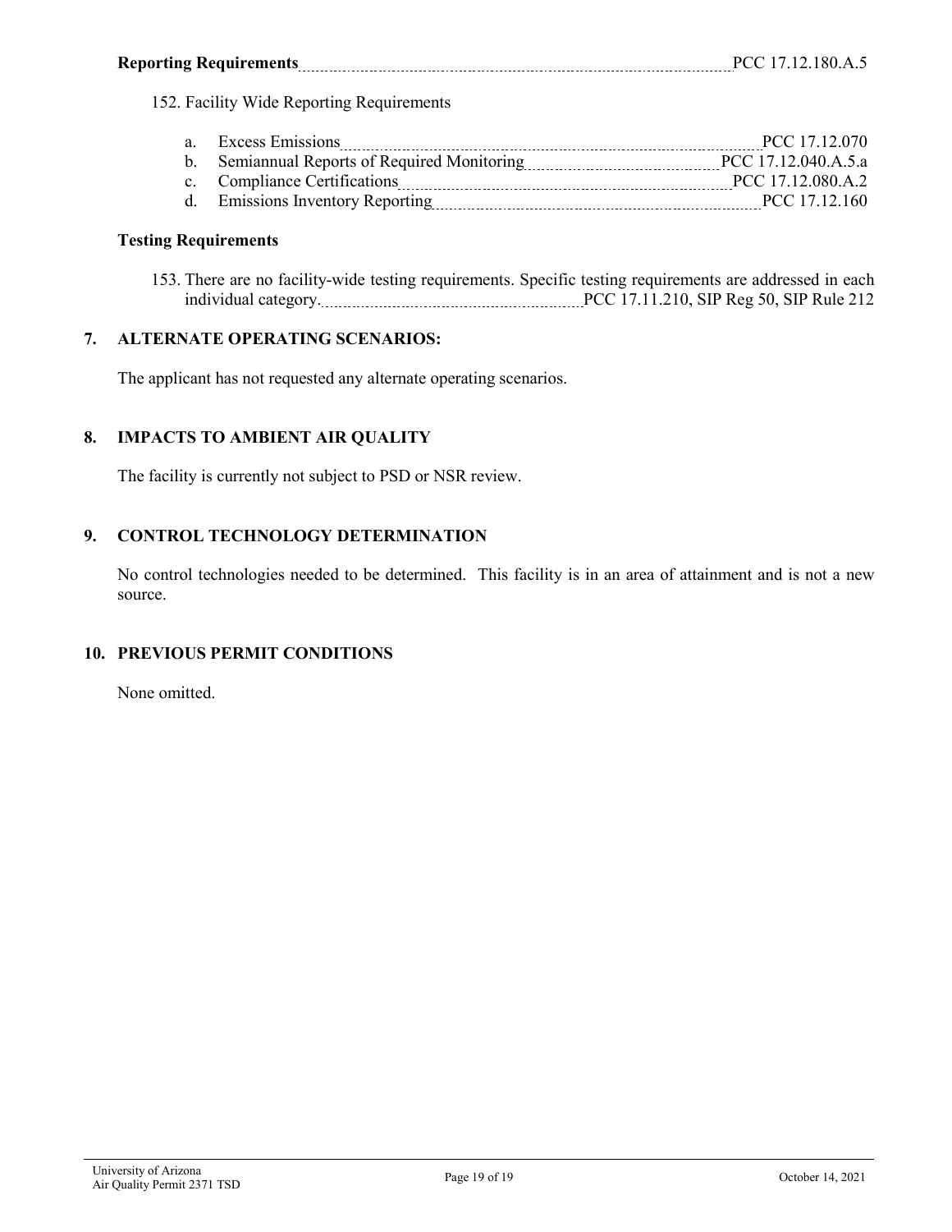**Reporting Requirements** ........................................ PCC 17.12.180.A.5

152. Facility Wide Reporting Requirements

a. Excess Emissions ........................................ PCC 17.12.070
b. Semiannual Reports of Required Monitoring ........................................ PCC 17.12.040.A.5.a
c. Compliance Certifications ........................................ PCC 17.12.080.A.2
d. Emissions Inventory Reporting ........................................ PCC 17.12.160

**Testing Requirements**

153. There are no facility-wide testing requirements. Specific testing requirements are addressed in each individual category. ........................................ PCC 17.11.210, SIP Reg 50, SIP Rule 212

## 7. ALTERNATE OPERATING SCENARIOS:

The applicant has not requested any alternate operating scenarios.

## 8. IMPACTS TO AMBIENT AIR QUALITY

The facility is currently not subject to PSD or NSR review.

## 9. CONTROL TECHNOLOGY DETERMINATION

No control technologies needed to be determined. This facility is in an area of attainment and is not a new source.

## 10. PREVIOUS PERMIT CONDITIONS

None omitted.